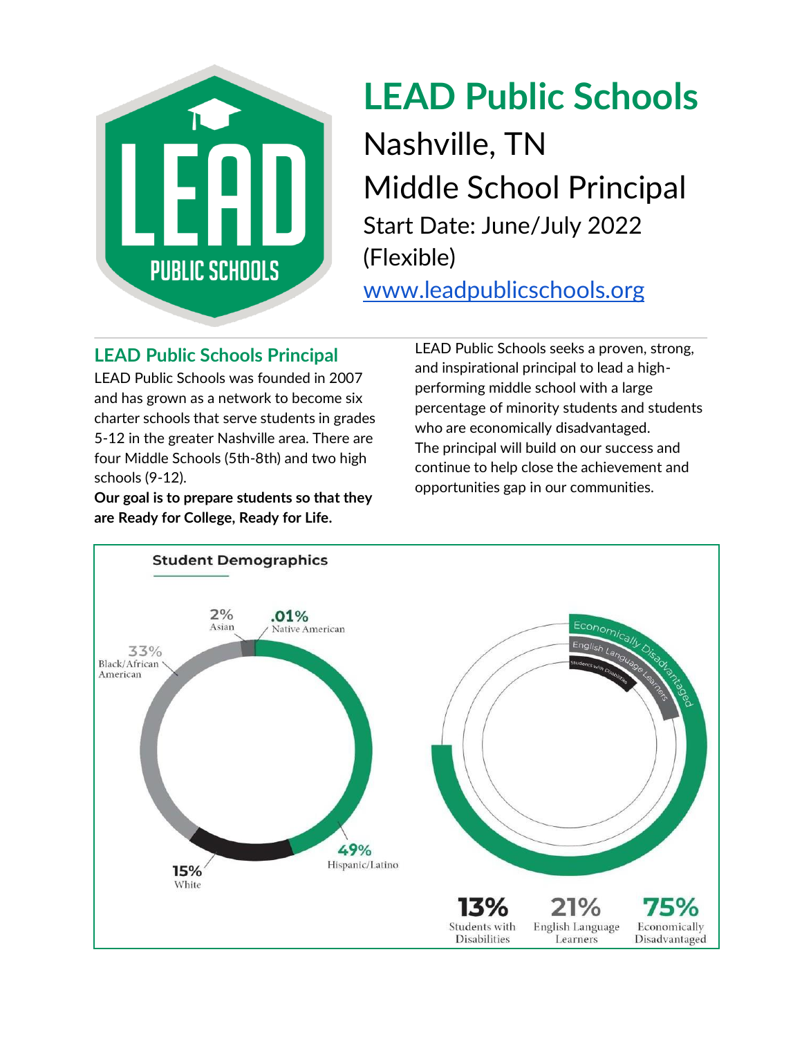# LEAD Public Schools

Nashville, TN

Middle School Principal

Start Date: June/July 2022 (Flexible)

www.leadpublicschools.org

## LEAD Public Schools Principal

LEAD Public Schools was founded in 2007 and has grown as a network to become six charter schools that serve students in grades 5-12 in the greater Nashville area. There are four Middle Schools (5th-8th) and two high schools (9-12).

**Our goal is to prepare students so that they are Ready for College, Ready for Life.**

LEAD Public Schools seeks a proven, strong, and inspirational principal to lead a high-performing middle school with a large percentage of minority students and students who are economically disadvantaged. The principal will build on our success and continue to help close the achievement and opportunities gap in our communities.

### Student Demographics

- 49% Hispanic/Latino
- 33% Black/African American
- 15% White
- 2% Asian
- .01% Native American

- 13% Students with Disabilities
- 21% English Language Learners
- 75% Economically Disadvantaged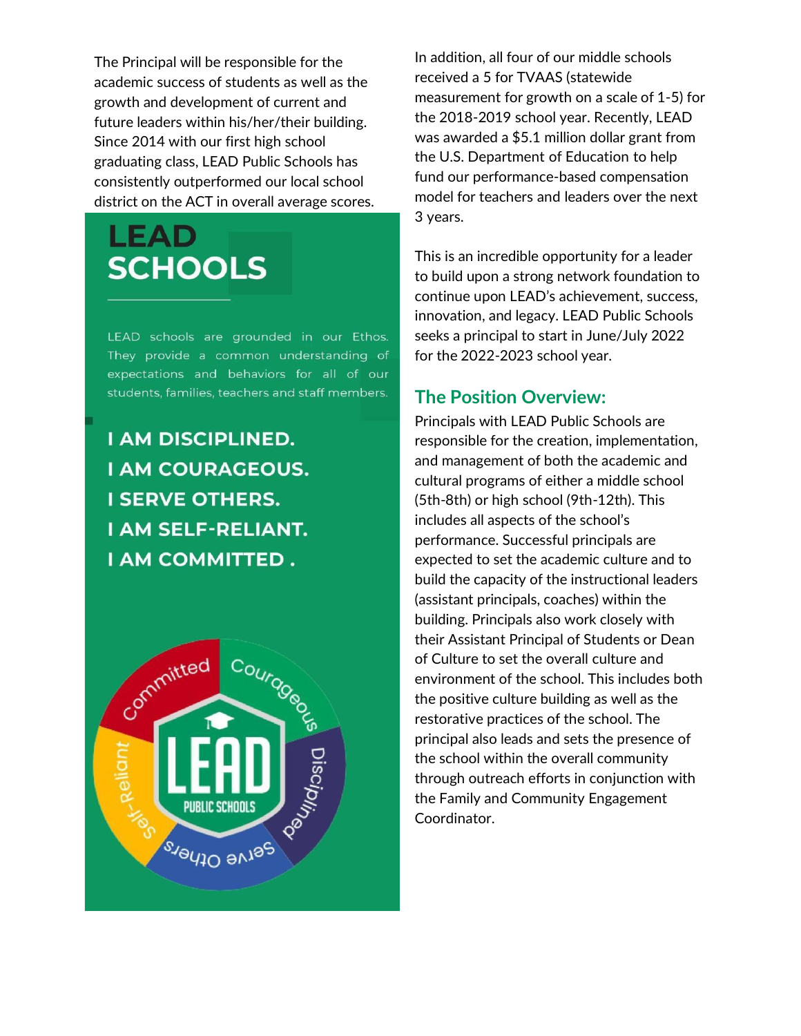The Principal will be responsible for the academic success of students as well as the growth and development of current and future leaders within his/her/their building. Since 2014 with our first high school graduating class, LEAD Public Schools has consistently outperformed our local school district on the ACT in overall average scores.

## LEAD SCHOOLS

LEAD schools are grounded in our Ethos. They provide a common understanding of expectations and behaviors for all of our students, families, teachers and staff members.

**I AM DISCIPLINED.**
**I AM COURAGEOUS.**
**I SERVE OTHERS.**
**I AM SELF-RELIANT.**
**I AM COMMITTED .**

Committed Courageous Disciplined Serve Others Self-Reliant

LEAD PUBLIC SCHOOLS

In addition, all four of our middle schools received a 5 for TVAAS (statewide measurement for growth on a scale of 1-5) for the 2018-2019 school year. Recently, LEAD was awarded a $5.1 million dollar grant from the U.S. Department of Education to help fund our performance-based compensation model for teachers and leaders over the next 3 years.

This is an incredible opportunity for a leader to build upon a strong network foundation to continue upon LEAD's achievement, success, innovation, and legacy. LEAD Public Schools seeks a principal to start in June/July 2022 for the 2022-2023 school year.

## The Position Overview:

Principals with LEAD Public Schools are responsible for the creation, implementation, and management of both the academic and cultural programs of either a middle school (5th-8th) or high school (9th-12th). This includes all aspects of the school's performance. Successful principals are expected to set the academic culture and to build the capacity of the instructional leaders (assistant principals, coaches) within the building. Principals also work closely with their Assistant Principal of Students or Dean of Culture to set the overall culture and environment of the school. This includes both the positive culture building as well as the restorative practices of the school. The principal also leads and sets the presence of the school within the overall community through outreach efforts in conjunction with the Family and Community Engagement Coordinator.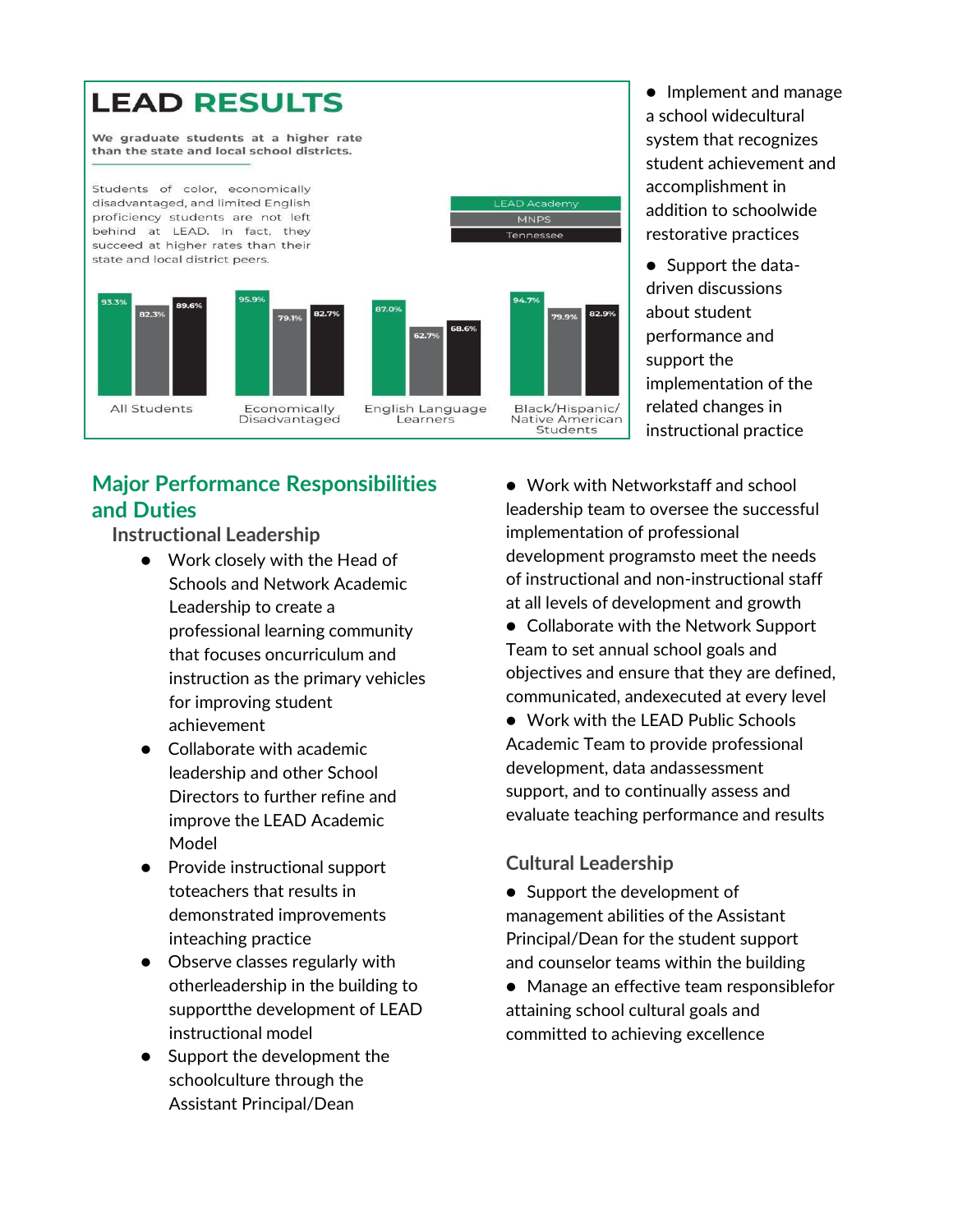## LEAD RESULTS

We graduate students at a higher rate than the state and local school districts.

Students of color, economically disadvantaged, and limited English proficiency students are not left behind at LEAD. In fact, they succeed at higher rates than their state and local district peers.

| | LEAD Academy | MNPS | Tennessee |
|---|---|---|---|
| All Students | 93.3% | 82.3% | 89.6% |
| Economically Disadvantaged | 95.9% | 79.1% | 82.7% |
| English Language Learners | 87.0% | 62.7% | 68.6% |
| Black/Hispanic/ Native American Students | 94.7% | 79.9% | 82.9% |

- Implement and manage a school widecultural system that recognizes student achievement and accomplishment in addition to schoolwide restorative practices
- Support the data-driven discussions about student performance and support the implementation of the related changes in instructional practice

## Major Performance Responsibilities and Duties

### Instructional Leadership

- Work closely with the Head of Schools and Network Academic Leadership to create a professional learning community that focuses oncurriculum and instruction as the primary vehicles for improving student achievement
- Collaborate with academic leadership and other School Directors to further refine and improve the LEAD Academic Model
- Provide instructional support toteachers that results in demonstrated improvements inteaching practice
- Observe classes regularly with otherleadership in the building to supportthe development of LEAD instructional model
- Support the development the schoolculture through the Assistant Principal/Dean
- Work with Networkstaff and school leadership team to oversee the successful implementation of professional development programsto meet the needs of instructional and non-instructional staff at all levels of development and growth
- Collaborate with the Network Support Team to set annual school goals and objectives and ensure that they are defined, communicated, andexecuted at every level
- Work with the LEAD Public Schools Academic Team to provide professional development, data andassessment support, and to continually assess and evaluate teaching performance and results

### Cultural Leadership

- Support the development of management abilities of the Assistant Principal/Dean for the student support and counselor teams within the building
- Manage an effective team responsiblefor attaining school cultural goals and committed to achieving excellence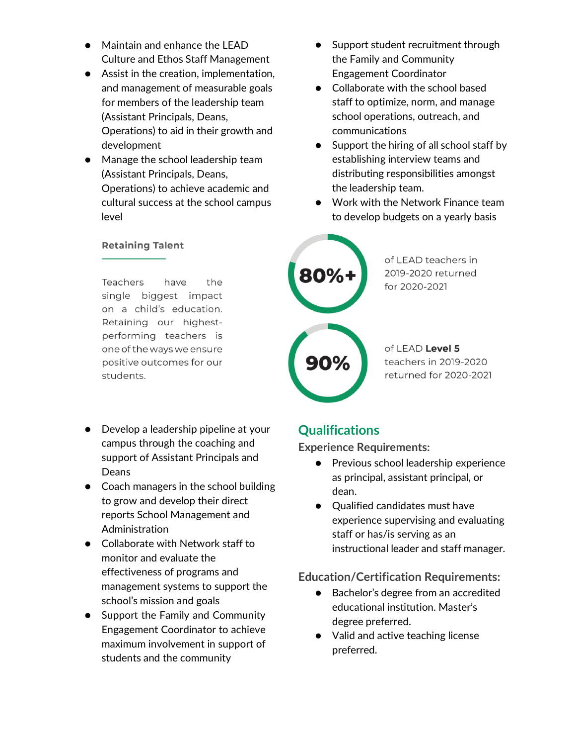- Maintain and enhance the LEAD Culture and Ethos Staff Management
- Assist in the creation, implementation, and management of measurable goals for members of the leadership team (Assistant Principals, Deans, Operations) to aid in their growth and development
- Manage the school leadership team (Assistant Principals, Deans, Operations) to achieve academic and cultural success at the school campus level

### Retaining Talent

Teachers have the single biggest impact on a child's education. Retaining our highest-performing teachers is one of the ways we ensure positive outcomes for our students.

**80%+** of LEAD teachers in 2019-2020 returned for 2020-2021

**90%** of LEAD **Level 5** teachers in 2019-2020 returned for 2020-2021

- Develop a leadership pipeline at your campus through the coaching and support of Assistant Principals and Deans
- Coach managers in the school building to grow and develop their direct reports School Management and Administration
- Collaborate with Network staff to monitor and evaluate the effectiveness of programs and management systems to support the school's mission and goals
- Support the Family and Community Engagement Coordinator to achieve maximum involvement in support of students and the community
- Support student recruitment through the Family and Community Engagement Coordinator
- Collaborate with the school based staff to optimize, norm, and manage school operations, outreach, and communications
- Support the hiring of all school staff by establishing interview teams and distributing responsibilities amongst the leadership team.
- Work with the Network Finance team to develop budgets on a yearly basis

## Qualifications

### Experience Requirements:

- Previous school leadership experience as principal, assistant principal, or dean.
- Qualified candidates must have experience supervising and evaluating staff or has/is serving as an instructional leader and staff manager.

### Education/Certification Requirements:

- Bachelor's degree from an accredited educational institution. Master's degree preferred.
- Valid and active teaching license preferred.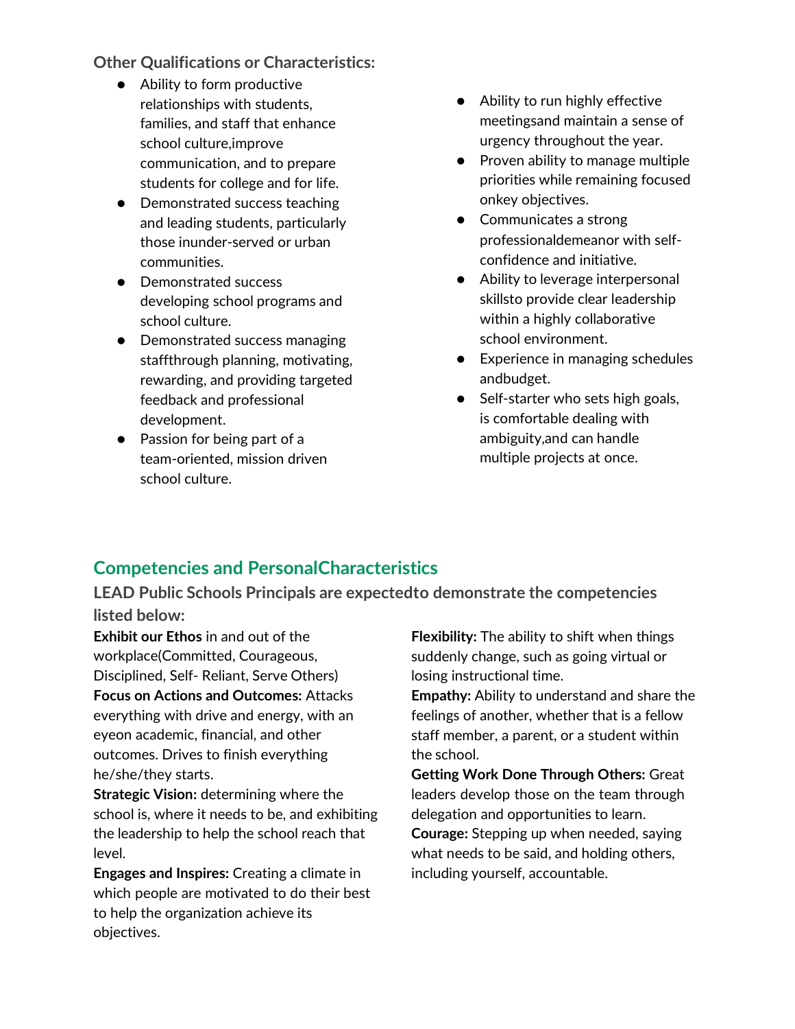**Other Qualifications or Characteristics:**

- Ability to form productive relationships with students, families, and staff that enhance school culture,improve communication, and to prepare students for college and for life.
- Demonstrated success teaching and leading students, particularly those inunder-served or urban communities.
- Demonstrated success developing school programs and school culture.
- Demonstrated success managing staffthrough planning, motivating, rewarding, and providing targeted feedback and professional development.
- Passion for being part of a team-oriented, mission driven school culture.
- Ability to run highly effective meetingsand maintain a sense of urgency throughout the year.
- Proven ability to manage multiple priorities while remaining focused onkey objectives.
- Communicates a strong professionaldemeanor with self-confidence and initiative.
- Ability to leverage interpersonal skillsto provide clear leadership within a highly collaborative school environment.
- Experience in managing schedules andbudget.
- Self-starter who sets high goals, is comfortable dealing with ambiguity,and can handle multiple projects at once.

## Competencies and PersonalCharacteristics

**LEAD Public Schools Principals are expectedto demonstrate the competencies listed below:**

**Exhibit our Ethos** in and out of the workplace(Committed, Courageous, Disciplined, Self- Reliant, Serve Others)

**Focus on Actions and Outcomes:** Attacks everything with drive and energy, with an eyeon academic, financial, and other outcomes. Drives to finish everything he/she/they starts.

**Strategic Vision:** determining where the school is, where it needs to be, and exhibiting the leadership to help the school reach that level.

**Engages and Inspires:** Creating a climate in which people are motivated to do their best to help the organization achieve its objectives.

**Flexibility:** The ability to shift when things suddenly change, such as going virtual or losing instructional time.

**Empathy:** Ability to understand and share the feelings of another, whether that is a fellow staff member, a parent, or a student within the school.

**Getting Work Done Through Others:** Great leaders develop those on the team through delegation and opportunities to learn.

**Courage:** Stepping up when needed, saying what needs to be said, and holding others, including yourself, accountable.